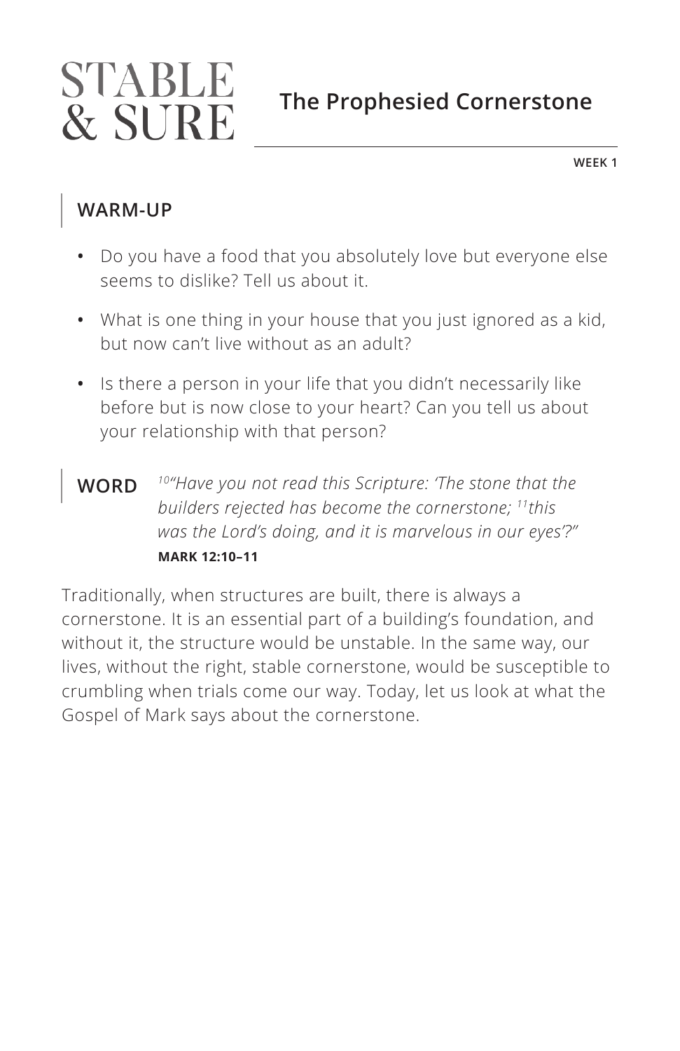# STABLE & SURE

## The Prophesied Cornerstone

**WEEK 1**

### WARM-UP

- Do you have a food that you absolutely love but everyone else seems to dislike? Tell us about it.
- What is one thing in your house that you just ignored as a kid, but now can't live without as an adult?
- Is there a person in your life that you didn't necessarily like before but is now close to your heart? Can you tell us about your relationship with that person?

### WORD

*[10]"Have you not read this Scripture: 'The stone that the builders rejected has become the cornerstone; [11]this was the Lord's doing, and it is marvelous in our eyes'?"*
**MARK 12:10–11**

Traditionally, when structures are built, there is always a cornerstone. It is an essential part of a building's foundation, and without it, the structure would be unstable. In the same way, our lives, without the right, stable cornerstone, would be susceptible to crumbling when trials come our way. Today, let us look at what the Gospel of Mark says about the cornerstone.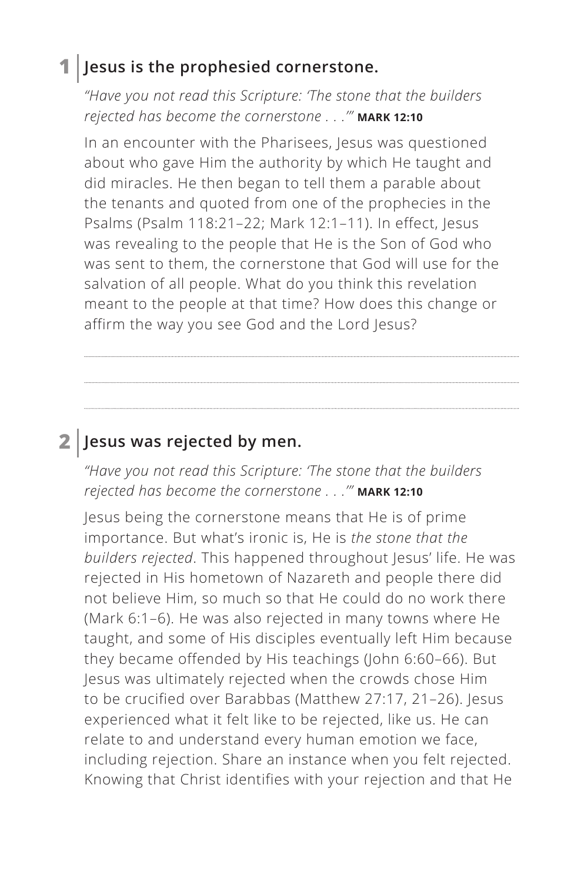## 1 | Jesus is the prophesied cornerstone.

*"Have you not read this Scripture: 'The stone that the builders rejected has become the cornerstone . . .'"* **MARK 12:10**

In an encounter with the Pharisees, Jesus was questioned about who gave Him the authority by which He taught and did miracles. He then began to tell them a parable about the tenants and quoted from one of the prophecies in the Psalms (Psalm 118:21–22; Mark 12:1–11). In effect, Jesus was revealing to the people that He is the Son of God who was sent to them, the cornerstone that God will use for the salvation of all people. What do you think this revelation meant to the people at that time? How does this change or affirm the way you see God and the Lord Jesus?

## 2 | Jesus was rejected by men.

*"Have you not read this Scripture: 'The stone that the builders rejected has become the cornerstone . . .'"* **MARK 12:10**

Jesus being the cornerstone means that He is of prime importance. But what's ironic is, He is *the stone that the builders rejected*. This happened throughout Jesus' life. He was rejected in His hometown of Nazareth and people there did not believe Him, so much so that He could do no work there (Mark 6:1–6). He was also rejected in many towns where He taught, and some of His disciples eventually left Him because they became offended by His teachings (John 6:60–66). But Jesus was ultimately rejected when the crowds chose Him to be crucified over Barabbas (Matthew 27:17, 21–26). Jesus experienced what it felt like to be rejected, like us. He can relate to and understand every human emotion we face, including rejection. Share an instance when you felt rejected. Knowing that Christ identifies with your rejection and that He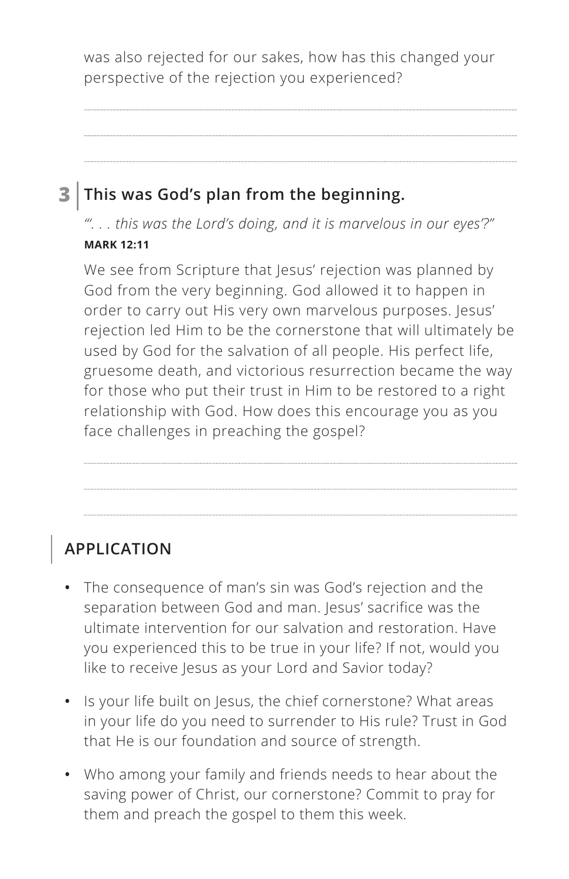was also rejected for our sakes, how has this changed your perspective of the rejection you experienced?

### 3 | This was God's plan from the beginning.

*"'. . . this was the Lord's doing, and it is marvelous in our eyes'?"*
**MARK 12:11**

We see from Scripture that Jesus' rejection was planned by God from the very beginning. God allowed it to happen in order to carry out His very own marvelous purposes. Jesus' rejection led Him to be the cornerstone that will ultimately be used by God for the salvation of all people. His perfect life, gruesome death, and victorious resurrection became the way for those who put their trust in Him to be restored to a right relationship with God. How does this encourage you as you face challenges in preaching the gospel?

## APPLICATION

- The consequence of man's sin was God's rejection and the separation between God and man. Jesus' sacrifice was the ultimate intervention for our salvation and restoration. Have you experienced this to be true in your life? If not, would you like to receive Jesus as your Lord and Savior today?
- Is your life built on Jesus, the chief cornerstone? What areas in your life do you need to surrender to His rule? Trust in God that He is our foundation and source of strength.
- Who among your family and friends needs to hear about the saving power of Christ, our cornerstone? Commit to pray for them and preach the gospel to them this week.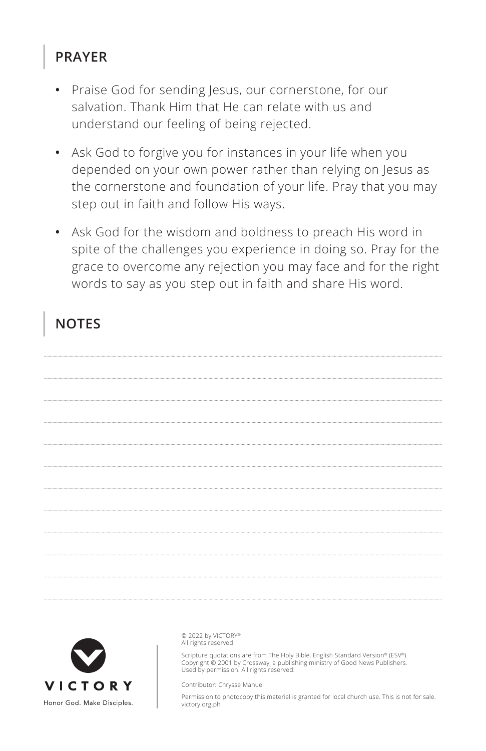## PRAYER

- Praise God for sending Jesus, our cornerstone, for our salvation. Thank Him that He can relate with us and understand our feeling of being rejected.
- Ask God to forgive you for instances in your life when you depended on your own power rather than relying on Jesus as the cornerstone and foundation of your life. Pray that you may step out in faith and follow His ways.
- Ask God for the wisdom and boldness to preach His word in spite of the challenges you experience in doing so. Pray for the grace to overcome any rejection you may face and for the right words to say as you step out in faith and share His word.

## NOTES

VICTORY

Honor God. Make Disciples.

© 2022 by VICTORY®
All rights reserved.

Scripture quotations are from The Holy Bible, English Standard Version® (ESV®) Copyright © 2001 by Crossway, a publishing ministry of Good News Publishers. Used by permission. All rights reserved.

Contributor: Chrysse Manuel

Permission to photocopy this material is granted for local church use. This is not for sale.
victory.org.ph